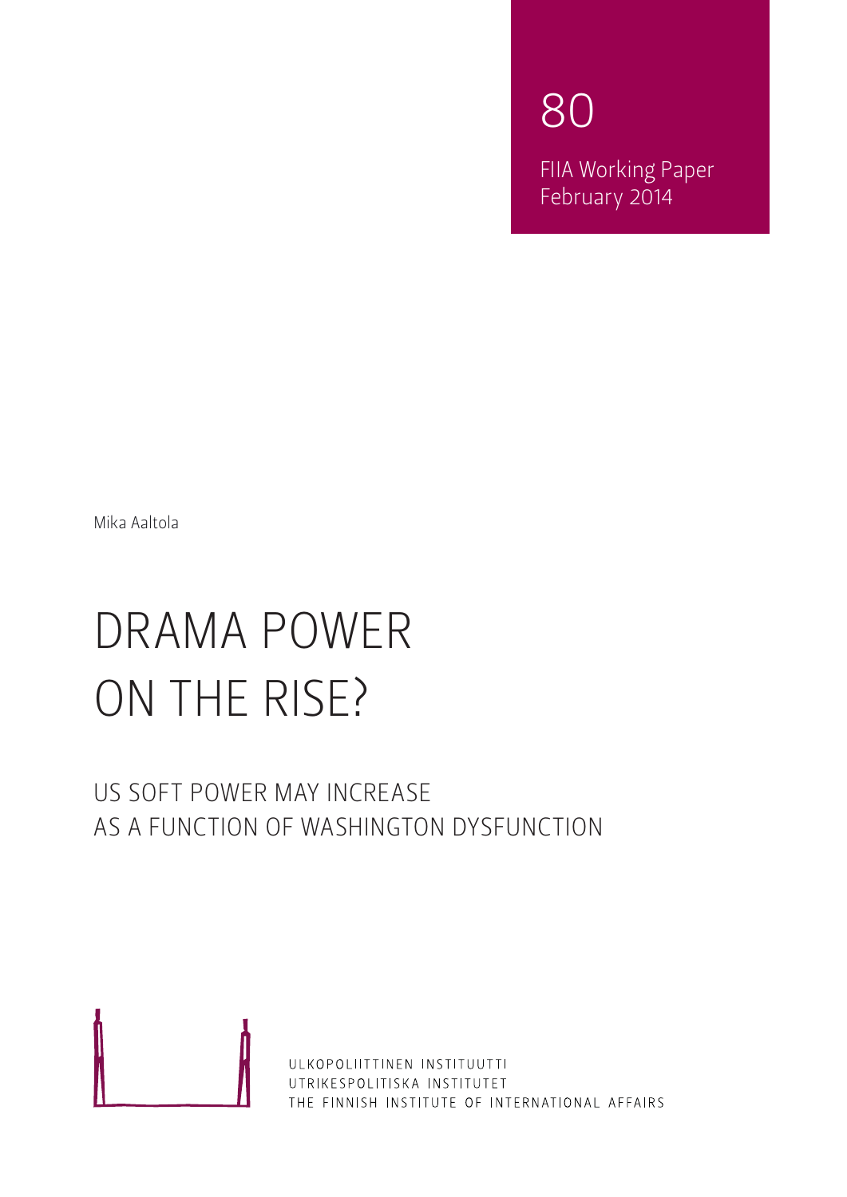80

FIIA Working Paper
February 2014

Mika Aaltola

# DRAMA POWER ON THE RISE?

## US SOFT POWER MAY INCREASE AS A FUNCTION OF WASHINGTON DYSFUNCTION

ULKOPOLIITTINEN INSTITUUTTI
UTRIKESPOLITISKA INSTITUTET
THE FINNISH INSTITUTE OF INTERNATIONAL AFFAIRS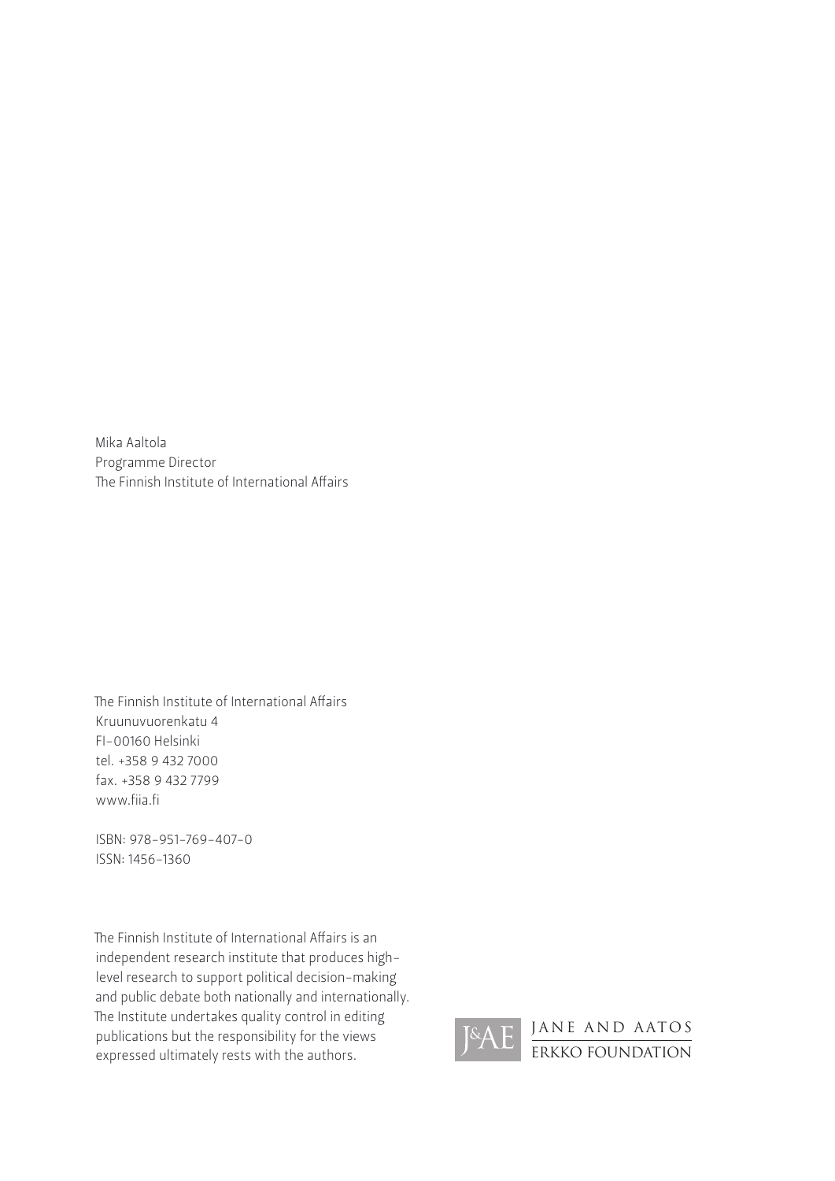Mika Aaltola
Programme Director
The Finnish Institute of International Affairs

The Finnish Institute of International Affairs
Kruunuvuorenkatu 4
FI-00160 Helsinki
tel. +358 9 432 7000
fax. +358 9 432 7799
www.fiia.fi

ISBN: 978-951-769-407-0
ISSN: 1456-1360

The Finnish Institute of International Affairs is an independent research institute that produces high-level research to support political decision-making and public debate both nationally and internationally. The Institute undertakes quality control in editing publications but the responsibility for the views expressed ultimately rests with the authors.

J&AE JANE AND AATOS ERKKO FOUNDATION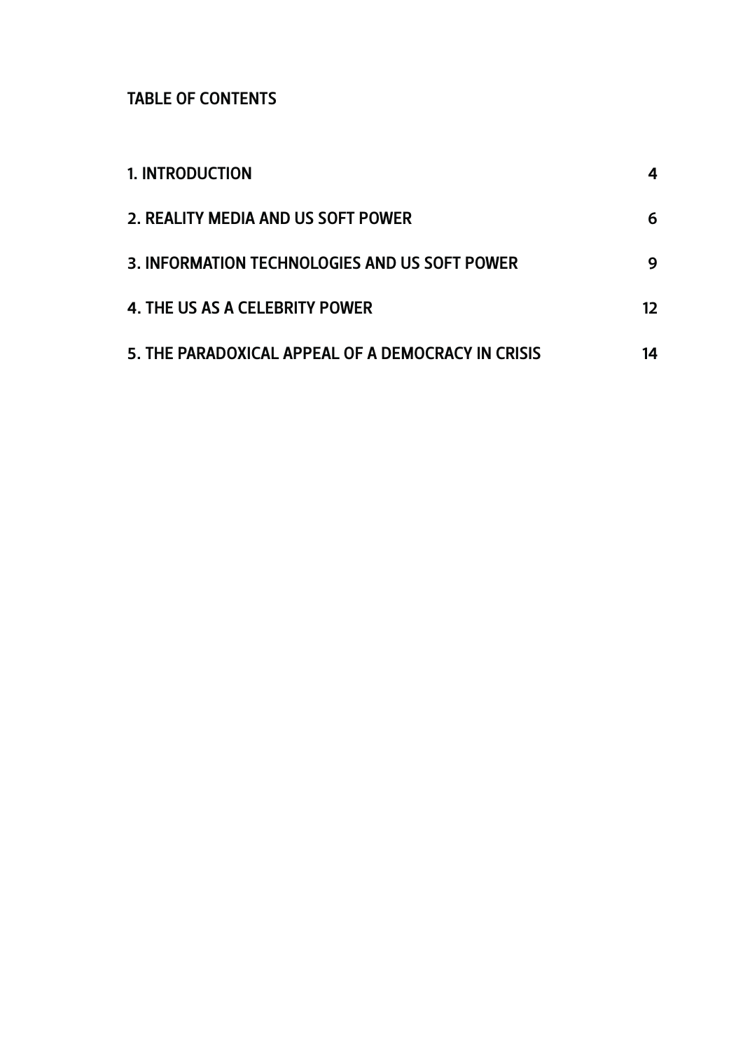## TABLE OF CONTENTS

| | |
|---|---|
| 1. INTRODUCTION | 4 |
| 2. REALITY MEDIA AND US SOFT POWER | 6 |
| 3. INFORMATION TECHNOLOGIES AND US SOFT POWER | 9 |
| 4. THE US AS A CELEBRITY POWER | 12 |
| 5. THE PARADOXICAL APPEAL OF A DEMOCRACY IN CRISIS | 14 |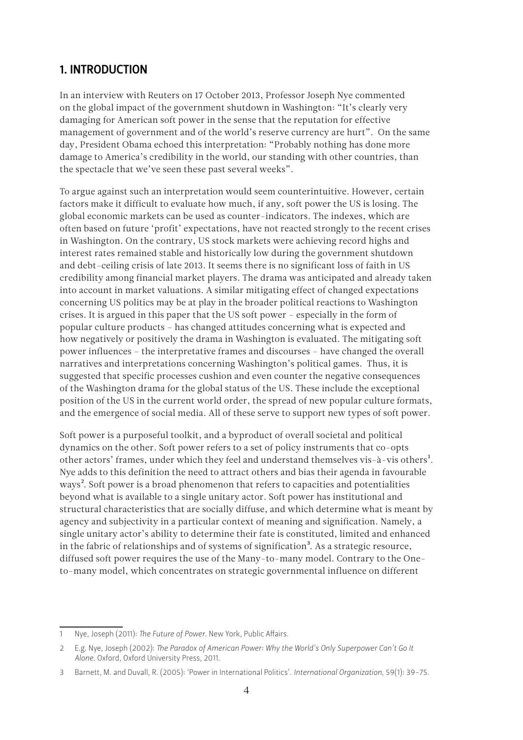## 1. INTRODUCTION

In an interview with Reuters on 17 October 2013, Professor Joseph Nye commented on the global impact of the government shutdown in Washington: "It's clearly very damaging for American soft power in the sense that the reputation for effective management of government and of the world's reserve currency are hurt". On the same day, President Obama echoed this interpretation: "Probably nothing has done more damage to America's credibility in the world, our standing with other countries, than the spectacle that we've seen these past several weeks".

To argue against such an interpretation would seem counterintuitive. However, certain factors make it difficult to evaluate how much, if any, soft power the US is losing. The global economic markets can be used as counter-indicators. The indexes, which are often based on future 'profit' expectations, have not reacted strongly to the recent crises in Washington. On the contrary, US stock markets were achieving record highs and interest rates remained stable and historically low during the government shutdown and debt-ceiling crisis of late 2013. It seems there is no significant loss of faith in US credibility among financial market players. The drama was anticipated and already taken into account in market valuations. A similar mitigating effect of changed expectations concerning US politics may be at play in the broader political reactions to Washington crises. It is argued in this paper that the US soft power – especially in the form of popular culture products – has changed attitudes concerning what is expected and how negatively or positively the drama in Washington is evaluated. The mitigating soft power influences – the interpretative frames and discourses – have changed the overall narratives and interpretations concerning Washington's political games. Thus, it is suggested that specific processes cushion and even counter the negative consequences of the Washington drama for the global status of the US. These include the exceptional position of the US in the current world order, the spread of new popular culture formats, and the emergence of social media. All of these serve to support new types of soft power.

Soft power is a purposeful toolkit, and a byproduct of overall societal and political dynamics on the other. Soft power refers to a set of policy instruments that co-opts other actors' frames, under which they feel and understand themselves vis-à-vis others[1]. Nye adds to this definition the need to attract others and bias their agenda in favourable ways[2]. Soft power is a broad phenomenon that refers to capacities and potentialities beyond what is available to a single unitary actor. Soft power has institutional and structural characteristics that are socially diffuse, and which determine what is meant by agency and subjectivity in a particular context of meaning and signification. Namely, a single unitary actor's ability to determine their fate is constituted, limited and enhanced in the fabric of relationships and of systems of signification[3]. As a strategic resource, diffused soft power requires the use of the Many-to-many model. Contrary to the One-to-many model, which concentrates on strategic governmental influence on different

---

1 Nye, Joseph (2011): *The Future of Power*. New York, Public Affairs.

2 E.g. Nye, Joseph (2002): *The Paradox of American Power: Why the World's Only Superpower Can't Go It Alone*. Oxford, Oxford University Press, 2011.

3 Barnett, M. and Duvall, R. (2005): 'Power in International Politics'. *International Organization*, 59(1): 39–75.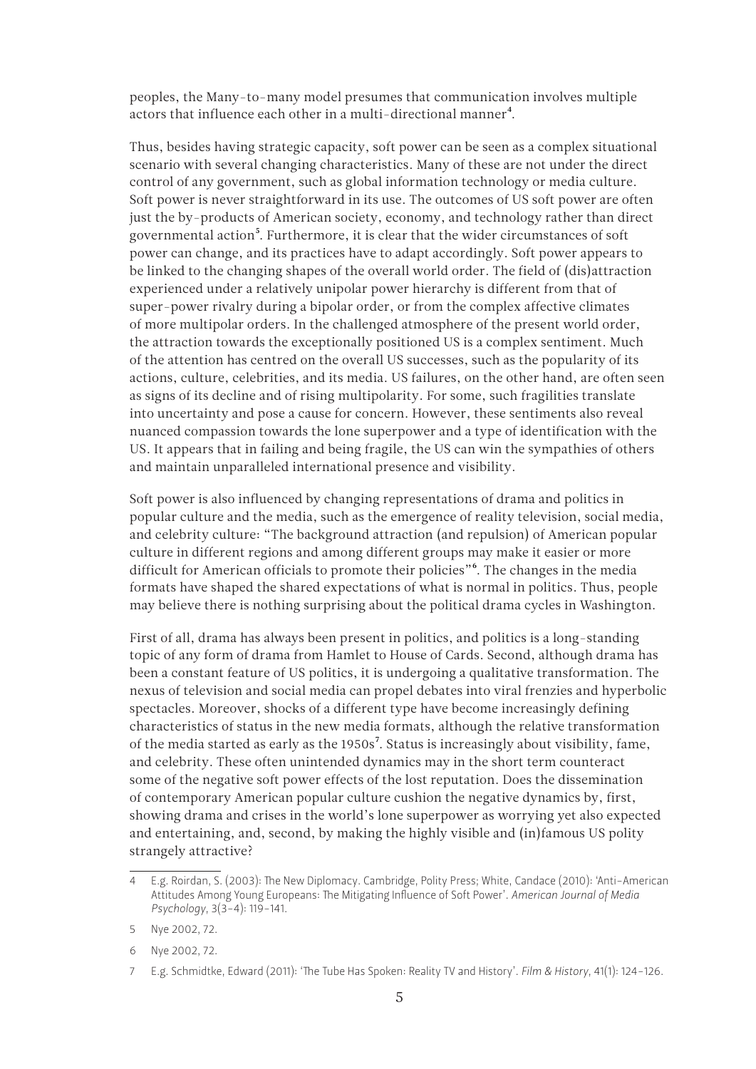peoples, the Many-to-many model presumes that communication involves multiple actors that influence each other in a multi-directional manner[4].

Thus, besides having strategic capacity, soft power can be seen as a complex situational scenario with several changing characteristics. Many of these are not under the direct control of any government, such as global information technology or media culture. Soft power is never straightforward in its use. The outcomes of US soft power are often just the by-products of American society, economy, and technology rather than direct governmental action[5]. Furthermore, it is clear that the wider circumstances of soft power can change, and its practices have to adapt accordingly. Soft power appears to be linked to the changing shapes of the overall world order. The field of (dis)attraction experienced under a relatively unipolar power hierarchy is different from that of super-power rivalry during a bipolar order, or from the complex affective climates of more multipolar orders. In the challenged atmosphere of the present world order, the attraction towards the exceptionally positioned US is a complex sentiment. Much of the attention has centred on the overall US successes, such as the popularity of its actions, culture, celebrities, and its media. US failures, on the other hand, are often seen as signs of its decline and of rising multipolarity. For some, such fragilities translate into uncertainty and pose a cause for concern. However, these sentiments also reveal nuanced compassion towards the lone superpower and a type of identification with the US. It appears that in failing and being fragile, the US can win the sympathies of others and maintain unparalleled international presence and visibility.

Soft power is also influenced by changing representations of drama and politics in popular culture and the media, such as the emergence of reality television, social media, and celebrity culture: "The background attraction (and repulsion) of American popular culture in different regions and among different groups may make it easier or more difficult for American officials to promote their policies"[6]. The changes in the media formats have shaped the shared expectations of what is normal in politics. Thus, people may believe there is nothing surprising about the political drama cycles in Washington.

First of all, drama has always been present in politics, and politics is a long-standing topic of any form of drama from Hamlet to House of Cards. Second, although drama has been a constant feature of US politics, it is undergoing a qualitative transformation. The nexus of television and social media can propel debates into viral frenzies and hyperbolic spectacles. Moreover, shocks of a different type have become increasingly defining characteristics of status in the new media formats, although the relative transformation of the media started as early as the 1950s[7]. Status is increasingly about visibility, fame, and celebrity. These often unintended dynamics may in the short term counteract some of the negative soft power effects of the lost reputation. Does the dissemination of contemporary American popular culture cushion the negative dynamics by, first, showing drama and crises in the world's lone superpower as worrying yet also expected and entertaining, and, second, by making the highly visible and (in)famous US polity strangely attractive?

---

4 E.g. Roirdan, S. (2003): The New Diplomacy. Cambridge, Polity Press; White, Candace (2010): 'Anti-American Attitudes Among Young Europeans: The Mitigating Influence of Soft Power'. *American Journal of Media Psychology*, 3(3–4): 119–141.

5 Nye 2002, 72.

6 Nye 2002, 72.

7 E.g. Schmidtke, Edward (2011): 'The Tube Has Spoken: Reality TV and History'. *Film & History*, 41(1): 124–126.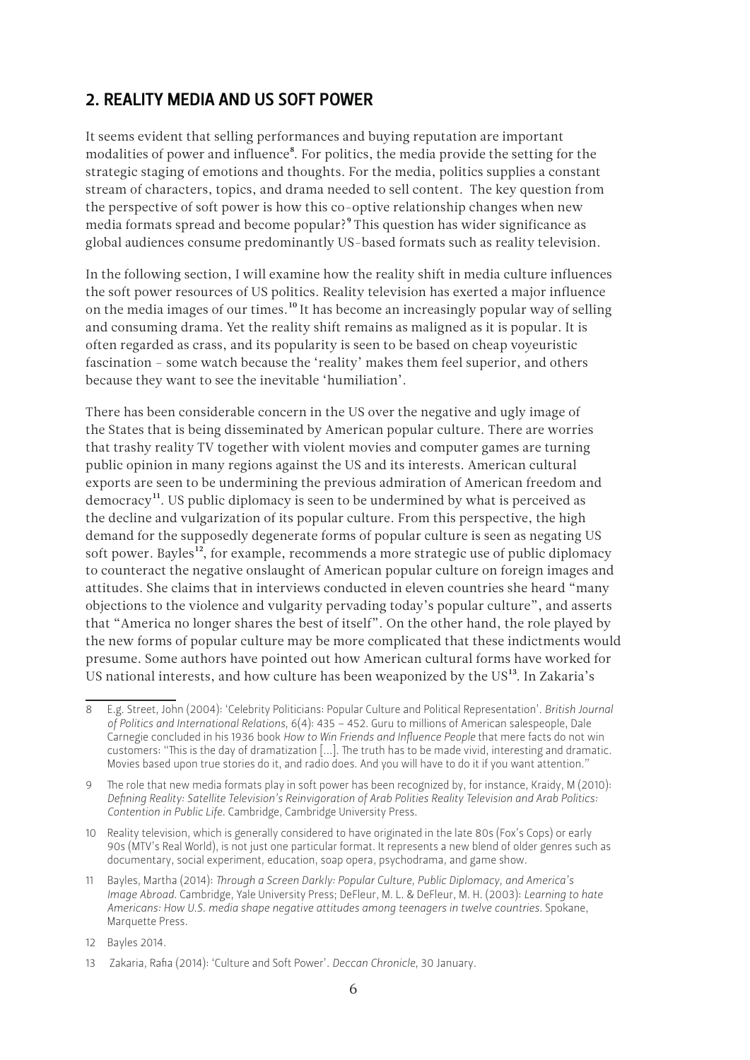## 2. REALITY MEDIA AND US SOFT POWER

It seems evident that selling performances and buying reputation are important modalities of power and influence[8]. For politics, the media provide the setting for the strategic staging of emotions and thoughts. For the media, politics supplies a constant stream of characters, topics, and drama needed to sell content. The key question from the perspective of soft power is how this co-optive relationship changes when new media formats spread and become popular?[9] This question has wider significance as global audiences consume predominantly US-based formats such as reality television.

In the following section, I will examine how the reality shift in media culture influences the soft power resources of US politics. Reality television has exerted a major influence on the media images of our times.[10] It has become an increasingly popular way of selling and consuming drama. Yet the reality shift remains as maligned as it is popular. It is often regarded as crass, and its popularity is seen to be based on cheap voyeuristic fascination – some watch because the 'reality' makes them feel superior, and others because they want to see the inevitable 'humiliation'.

There has been considerable concern in the US over the negative and ugly image of the States that is being disseminated by American popular culture. There are worries that trashy reality TV together with violent movies and computer games are turning public opinion in many regions against the US and its interests. American cultural exports are seen to be undermining the previous admiration of American freedom and democracy[11]. US public diplomacy is seen to be undermined by what is perceived as the decline and vulgarization of its popular culture. From this perspective, the high demand for the supposedly degenerate forms of popular culture is seen as negating US soft power. Bayles[12], for example, recommends a more strategic use of public diplomacy to counteract the negative onslaught of American popular culture on foreign images and attitudes. She claims that in interviews conducted in eleven countries she heard "many objections to the violence and vulgarity pervading today's popular culture", and asserts that "America no longer shares the best of itself". On the other hand, the role played by the new forms of popular culture may be more complicated that these indictments would presume. Some authors have pointed out how American cultural forms have worked for US national interests, and how culture has been weaponized by the US[13]. In Zakaria's

---

8 E.g. Street, John (2004): 'Celebrity Politicians: Popular Culture and Political Representation'. *British Journal of Politics and International Relations*, 6(4): 435 – 452. Guru to millions of American salespeople, Dale Carnegie concluded in his 1936 book *How to Win Friends and Influence People* that mere facts do not win customers: "This is the day of dramatization [...]. The truth has to be made vivid, interesting and dramatic. Movies based upon true stories do it, and radio does. And you will have to do it if you want attention."

9 The role that new media formats play in soft power has been recognized by, for instance, Kraidy, M (2010): *Defining Reality: Satellite Television's Reinvigoration of Arab Polities Reality Television and Arab Politics: Contention in Public Life*. Cambridge, Cambridge University Press.

10 Reality television, which is generally considered to have originated in the late 80s (Fox's Cops) or early 90s (MTV's Real World), is not just one particular format. It represents a new blend of older genres such as documentary, social experiment, education, soap opera, psychodrama, and game show.

11 Bayles, Martha (2014): *Through a Screen Darkly: Popular Culture, Public Diplomacy, and America's Image Abroad*. Cambridge, Yale University Press; DeFleur, M. L. & DeFleur, M. H. (2003): *Learning to hate Americans: How U.S. media shape negative attitudes among teenagers in twelve countries*. Spokane, Marquette Press.

12 Bayles 2014.

13 Zakaria, Rafia (2014): 'Culture and Soft Power'. *Deccan Chronicle*, 30 January.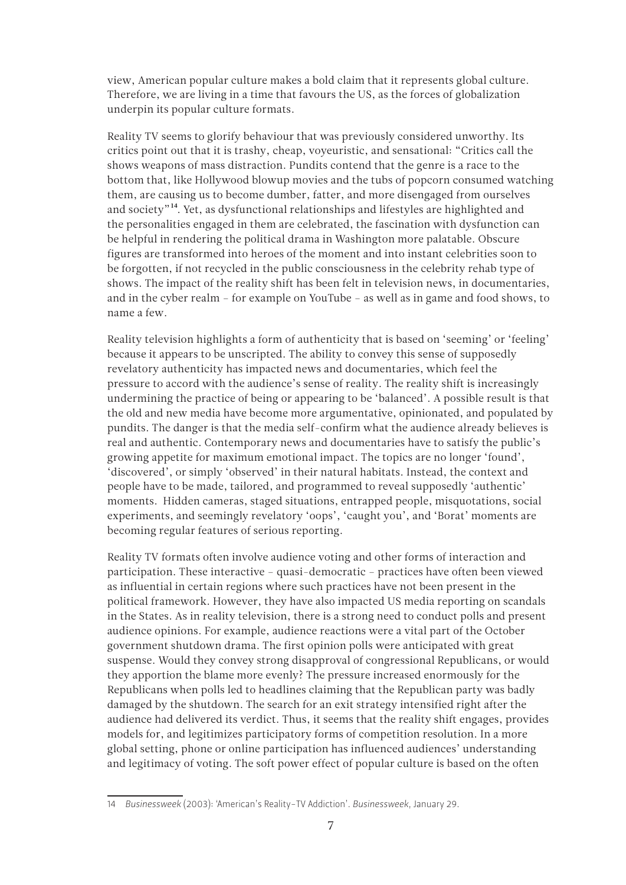view, American popular culture makes a bold claim that it represents global culture. Therefore, we are living in a time that favours the US, as the forces of globalization underpin its popular culture formats.

Reality TV seems to glorify behaviour that was previously considered unworthy. Its critics point out that it is trashy, cheap, voyeuristic, and sensational: "Critics call the shows weapons of mass distraction. Pundits contend that the genre is a race to the bottom that, like Hollywood blowup movies and the tubs of popcorn consumed watching them, are causing us to become dumber, fatter, and more disengaged from ourselves and society"[14]. Yet, as dysfunctional relationships and lifestyles are highlighted and the personalities engaged in them are celebrated, the fascination with dysfunction can be helpful in rendering the political drama in Washington more palatable. Obscure figures are transformed into heroes of the moment and into instant celebrities soon to be forgotten, if not recycled in the public consciousness in the celebrity rehab type of shows. The impact of the reality shift has been felt in television news, in documentaries, and in the cyber realm – for example on YouTube – as well as in game and food shows, to name a few.

Reality television highlights a form of authenticity that is based on 'seeming' or 'feeling' because it appears to be unscripted. The ability to convey this sense of supposedly revelatory authenticity has impacted news and documentaries, which feel the pressure to accord with the audience's sense of reality. The reality shift is increasingly undermining the practice of being or appearing to be 'balanced'. A possible result is that the old and new media have become more argumentative, opinionated, and populated by pundits. The danger is that the media self-confirm what the audience already believes is real and authentic. Contemporary news and documentaries have to satisfy the public's growing appetite for maximum emotional impact. The topics are no longer 'found', 'discovered', or simply 'observed' in their natural habitats. Instead, the context and people have to be made, tailored, and programmed to reveal supposedly 'authentic' moments. Hidden cameras, staged situations, entrapped people, misquotations, social experiments, and seemingly revelatory 'oops', 'caught you', and 'Borat' moments are becoming regular features of serious reporting.

Reality TV formats often involve audience voting and other forms of interaction and participation. These interactive – quasi-democratic – practices have often been viewed as influential in certain regions where such practices have not been present in the political framework. However, they have also impacted US media reporting on scandals in the States. As in reality television, there is a strong need to conduct polls and present audience opinions. For example, audience reactions were a vital part of the October government shutdown drama. The first opinion polls were anticipated with great suspense. Would they convey strong disapproval of congressional Republicans, or would they apportion the blame more evenly? The pressure increased enormously for the Republicans when polls led to headlines claiming that the Republican party was badly damaged by the shutdown. The search for an exit strategy intensified right after the audience had delivered its verdict. Thus, it seems that the reality shift engages, provides models for, and legitimizes participatory forms of competition resolution. In a more global setting, phone or online participation has influenced audiences' understanding and legitimacy of voting. The soft power effect of popular culture is based on the often

---

14 *Businessweek* (2003): 'American's Reality-TV Addiction'. *Businessweek*, January 29.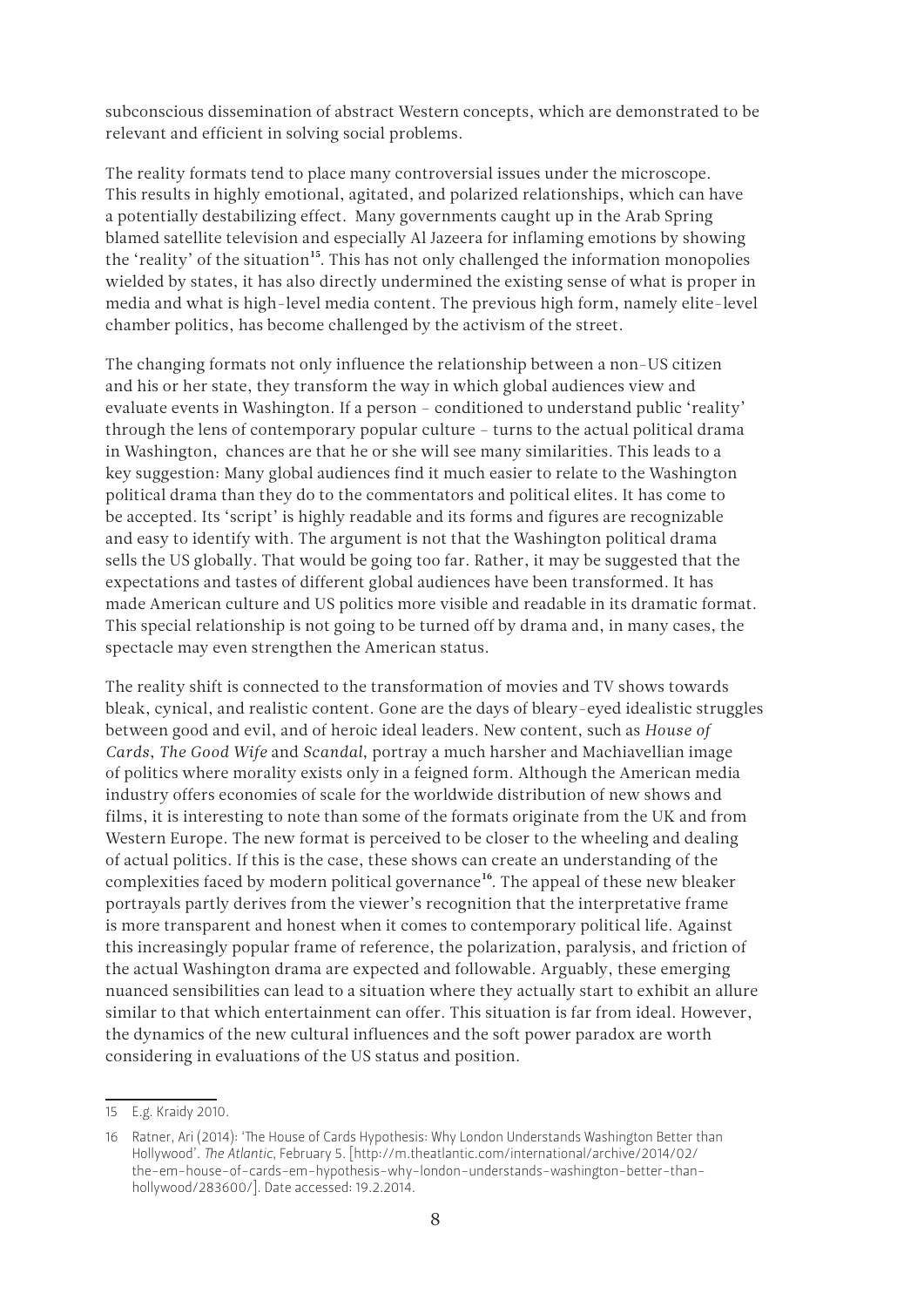subconscious dissemination of abstract Western concepts, which are demonstrated to be relevant and efficient in solving social problems.

The reality formats tend to place many controversial issues under the microscope. This results in highly emotional, agitated, and polarized relationships, which can have a potentially destabilizing effect. Many governments caught up in the Arab Spring blamed satellite television and especially Al Jazeera for inflaming emotions by showing the 'reality' of the situation[15]. This has not only challenged the information monopolies wielded by states, it has also directly undermined the existing sense of what is proper in media and what is high-level media content. The previous high form, namely elite-level chamber politics, has become challenged by the activism of the street.

The changing formats not only influence the relationship between a non-US citizen and his or her state, they transform the way in which global audiences view and evaluate events in Washington. If a person – conditioned to understand public 'reality' through the lens of contemporary popular culture – turns to the actual political drama in Washington, chances are that he or she will see many similarities. This leads to a key suggestion: Many global audiences find it much easier to relate to the Washington political drama than they do to the commentators and political elites. It has come to be accepted. Its 'script' is highly readable and its forms and figures are recognizable and easy to identify with. The argument is not that the Washington political drama sells the US globally. That would be going too far. Rather, it may be suggested that the expectations and tastes of different global audiences have been transformed. It has made American culture and US politics more visible and readable in its dramatic format. This special relationship is not going to be turned off by drama and, in many cases, the spectacle may even strengthen the American status.

The reality shift is connected to the transformation of movies and TV shows towards bleak, cynical, and realistic content. Gone are the days of bleary-eyed idealistic struggles between good and evil, and of heroic ideal leaders. New content, such as *House of Cards*, *The Good Wife* and *Scandal*, portray a much harsher and Machiavellian image of politics where morality exists only in a feigned form. Although the American media industry offers economies of scale for the worldwide distribution of new shows and films, it is interesting to note than some of the formats originate from the UK and from Western Europe. The new format is perceived to be closer to the wheeling and dealing of actual politics. If this is the case, these shows can create an understanding of the complexities faced by modern political governance[16]. The appeal of these new bleaker portrayals partly derives from the viewer's recognition that the interpretative frame is more transparent and honest when it comes to contemporary political life. Against this increasingly popular frame of reference, the polarization, paralysis, and friction of the actual Washington drama are expected and followable. Arguably, these emerging nuanced sensibilities can lead to a situation where they actually start to exhibit an allure similar to that which entertainment can offer. This situation is far from ideal. However, the dynamics of the new cultural influences and the soft power paradox are worth considering in evaluations of the US status and position.

---

15 E.g. Kraidy 2010.

16 Ratner, Ari (2014): 'The House of Cards Hypothesis: Why London Understands Washington Better than Hollywood'. *The Atlantic*, February 5. [http://m.theatlantic.com/international/archive/2014/02/the-em-house-of-cards-em-hypothesis-why-london-understands-washington-better-than-hollywood/283600/]. Date accessed: 19.2.2014.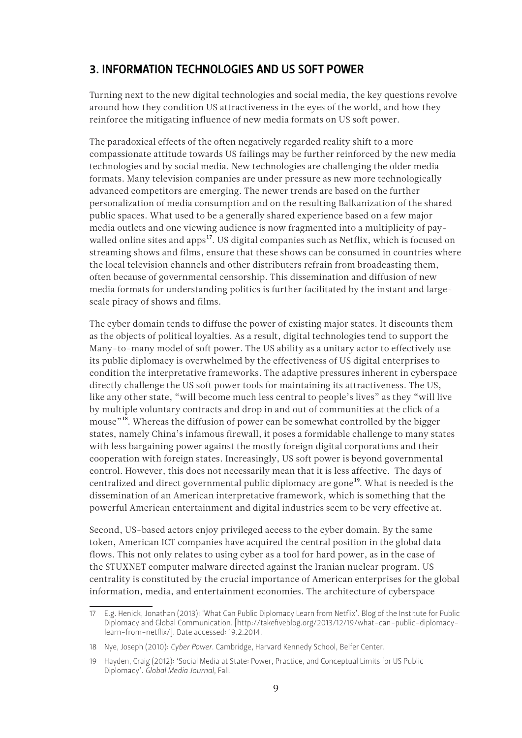## 3. INFORMATION TECHNOLOGIES AND US SOFT POWER

Turning next to the new digital technologies and social media, the key questions revolve around how they condition US attractiveness in the eyes of the world, and how they reinforce the mitigating influence of new media formats on US soft power.

The paradoxical effects of the often negatively regarded reality shift to a more compassionate attitude towards US failings may be further reinforced by the new media technologies and by social media. New technologies are challenging the older media formats. Many television companies are under pressure as new more technologically advanced competitors are emerging. The newer trends are based on the further personalization of media consumption and on the resulting Balkanization of the shared public spaces. What used to be a generally shared experience based on a few major media outlets and one viewing audience is now fragmented into a multiplicity of pay-walled online sites and apps[17]. US digital companies such as Netflix, which is focused on streaming shows and films, ensure that these shows can be consumed in countries where the local television channels and other distributers refrain from broadcasting them, often because of governmental censorship. This dissemination and diffusion of new media formats for understanding politics is further facilitated by the instant and large-scale piracy of shows and films.

The cyber domain tends to diffuse the power of existing major states. It discounts them as the objects of political loyalties. As a result, digital technologies tend to support the Many-to-many model of soft power. The US ability as a unitary actor to effectively use its public diplomacy is overwhelmed by the effectiveness of US digital enterprises to condition the interpretative frameworks. The adaptive pressures inherent in cyberspace directly challenge the US soft power tools for maintaining its attractiveness. The US, like any other state, "will become much less central to people's lives" as they "will live by multiple voluntary contracts and drop in and out of communities at the click of a mouse"[18]. Whereas the diffusion of power can be somewhat controlled by the bigger states, namely China's infamous firewall, it poses a formidable challenge to many states with less bargaining power against the mostly foreign digital corporations and their cooperation with foreign states. Increasingly, US soft power is beyond governmental control. However, this does not necessarily mean that it is less affective. The days of centralized and direct governmental public diplomacy are gone[19]. What is needed is the dissemination of an American interpretative framework, which is something that the powerful American entertainment and digital industries seem to be very effective at.

Second, US-based actors enjoy privileged access to the cyber domain. By the same token, American ICT companies have acquired the central position in the global data flows. This not only relates to using cyber as a tool for hard power, as in the case of the STUXNET computer malware directed against the Iranian nuclear program. US centrality is constituted by the crucial importance of American enterprises for the global information, media, and entertainment economies. The architecture of cyberspace

---

17 E.g. Henick, Jonathan (2013): 'What Can Public Diplomacy Learn from Netflix'. Blog of the Institute for Public Diplomacy and Global Communication. [http://takefiveblog.org/2013/12/19/what-can-public-diplomacy-learn-from-netflix/]. Date accessed: 19.2.2014.

18 Nye, Joseph (2010): *Cyber Power*. Cambridge, Harvard Kennedy School, Belfer Center.

19 Hayden, Craig (2012): 'Social Media at State: Power, Practice, and Conceptual Limits for US Public Diplomacy'. *Global Media Journal*, Fall.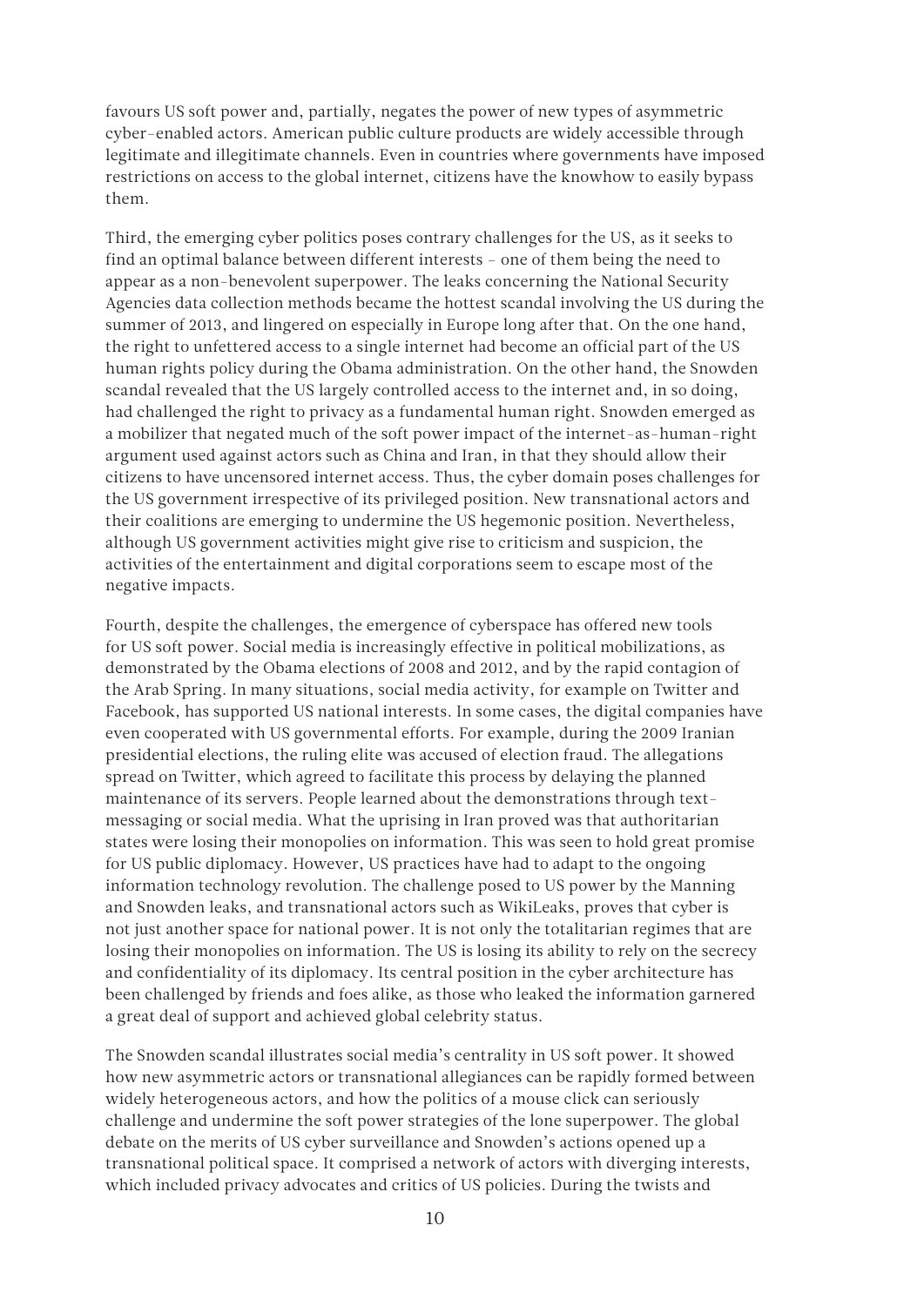favours US soft power and, partially, negates the power of new types of asymmetric cyber-enabled actors. American public culture products are widely accessible through legitimate and illegitimate channels. Even in countries where governments have imposed restrictions on access to the global internet, citizens have the knowhow to easily bypass them.

Third, the emerging cyber politics poses contrary challenges for the US, as it seeks to find an optimal balance between different interests – one of them being the need to appear as a non-benevolent superpower. The leaks concerning the National Security Agencies data collection methods became the hottest scandal involving the US during the summer of 2013, and lingered on especially in Europe long after that. On the one hand, the right to unfettered access to a single internet had become an official part of the US human rights policy during the Obama administration. On the other hand, the Snowden scandal revealed that the US largely controlled access to the internet and, in so doing, had challenged the right to privacy as a fundamental human right. Snowden emerged as a mobilizer that negated much of the soft power impact of the internet-as-human-right argument used against actors such as China and Iran, in that they should allow their citizens to have uncensored internet access. Thus, the cyber domain poses challenges for the US government irrespective of its privileged position. New transnational actors and their coalitions are emerging to undermine the US hegemonic position. Nevertheless, although US government activities might give rise to criticism and suspicion, the activities of the entertainment and digital corporations seem to escape most of the negative impacts.

Fourth, despite the challenges, the emergence of cyberspace has offered new tools for US soft power. Social media is increasingly effective in political mobilizations, as demonstrated by the Obama elections of 2008 and 2012, and by the rapid contagion of the Arab Spring. In many situations, social media activity, for example on Twitter and Facebook, has supported US national interests. In some cases, the digital companies have even cooperated with US governmental efforts. For example, during the 2009 Iranian presidential elections, the ruling elite was accused of election fraud. The allegations spread on Twitter, which agreed to facilitate this process by delaying the planned maintenance of its servers. People learned about the demonstrations through text-messaging or social media. What the uprising in Iran proved was that authoritarian states were losing their monopolies on information. This was seen to hold great promise for US public diplomacy. However, US practices have had to adapt to the ongoing information technology revolution. The challenge posed to US power by the Manning and Snowden leaks, and transnational actors such as WikiLeaks, proves that cyber is not just another space for national power. It is not only the totalitarian regimes that are losing their monopolies on information. The US is losing its ability to rely on the secrecy and confidentiality of its diplomacy. Its central position in the cyber architecture has been challenged by friends and foes alike, as those who leaked the information garnered a great deal of support and achieved global celebrity status.

The Snowden scandal illustrates social media's centrality in US soft power. It showed how new asymmetric actors or transnational allegiances can be rapidly formed between widely heterogeneous actors, and how the politics of a mouse click can seriously challenge and undermine the soft power strategies of the lone superpower. The global debate on the merits of US cyber surveillance and Snowden's actions opened up a transnational political space. It comprised a network of actors with diverging interests, which included privacy advocates and critics of US policies. During the twists and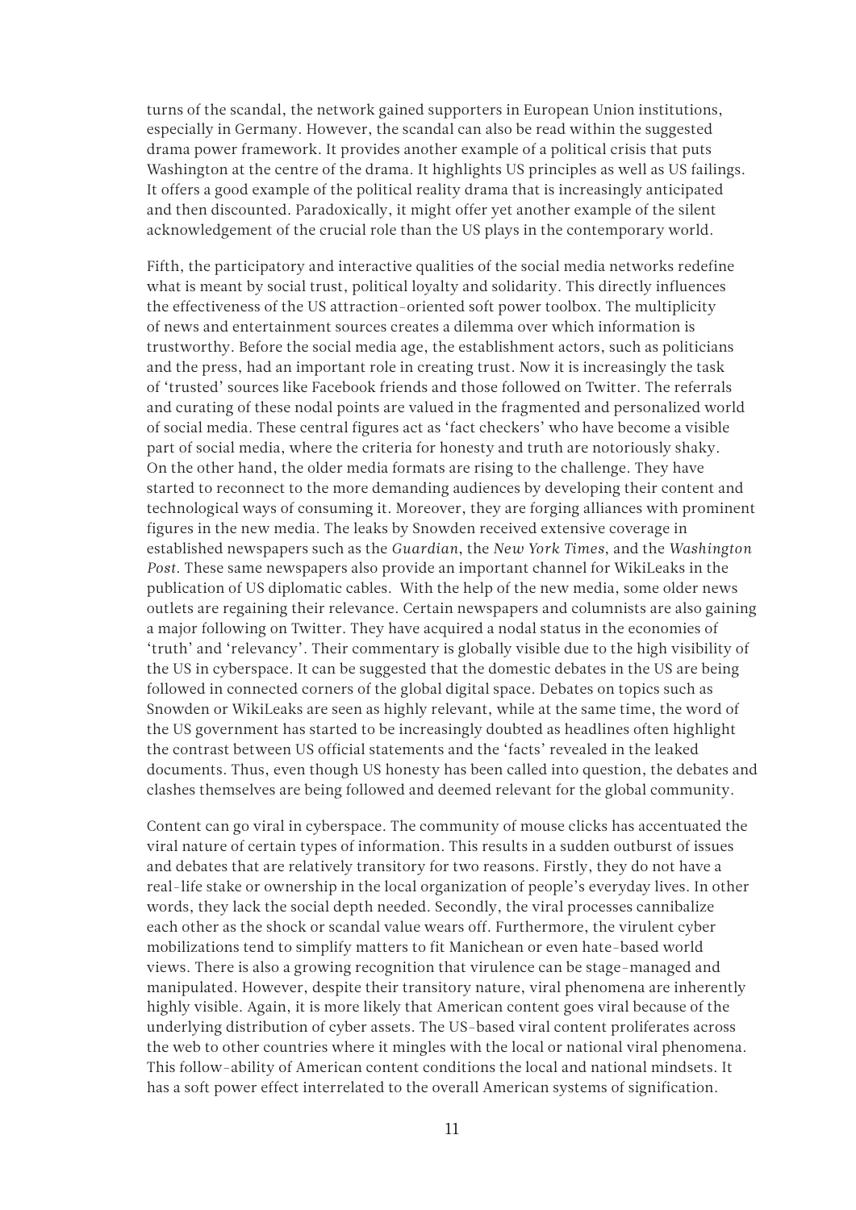turns of the scandal, the network gained supporters in European Union institutions, especially in Germany. However, the scandal can also be read within the suggested drama power framework. It provides another example of a political crisis that puts Washington at the centre of the drama. It highlights US principles as well as US failings. It offers a good example of the political reality drama that is increasingly anticipated and then discounted. Paradoxically, it might offer yet another example of the silent acknowledgement of the crucial role than the US plays in the contemporary world.

Fifth, the participatory and interactive qualities of the social media networks redefine what is meant by social trust, political loyalty and solidarity. This directly influences the effectiveness of the US attraction-oriented soft power toolbox. The multiplicity of news and entertainment sources creates a dilemma over which information is trustworthy. Before the social media age, the establishment actors, such as politicians and the press, had an important role in creating trust. Now it is increasingly the task of 'trusted' sources like Facebook friends and those followed on Twitter. The referrals and curating of these nodal points are valued in the fragmented and personalized world of social media. These central figures act as 'fact checkers' who have become a visible part of social media, where the criteria for honesty and truth are notoriously shaky. On the other hand, the older media formats are rising to the challenge. They have started to reconnect to the more demanding audiences by developing their content and technological ways of consuming it. Moreover, they are forging alliances with prominent figures in the new media. The leaks by Snowden received extensive coverage in established newspapers such as the *Guardian*, the *New York Times*, and the *Washington Post*. These same newspapers also provide an important channel for WikiLeaks in the publication of US diplomatic cables. With the help of the new media, some older news outlets are regaining their relevance. Certain newspapers and columnists are also gaining a major following on Twitter. They have acquired a nodal status in the economies of 'truth' and 'relevancy'. Their commentary is globally visible due to the high visibility of the US in cyberspace. It can be suggested that the domestic debates in the US are being followed in connected corners of the global digital space. Debates on topics such as Snowden or WikiLeaks are seen as highly relevant, while at the same time, the word of the US government has started to be increasingly doubted as headlines often highlight the contrast between US official statements and the 'facts' revealed in the leaked documents. Thus, even though US honesty has been called into question, the debates and clashes themselves are being followed and deemed relevant for the global community.

Content can go viral in cyberspace. The community of mouse clicks has accentuated the viral nature of certain types of information. This results in a sudden outburst of issues and debates that are relatively transitory for two reasons. Firstly, they do not have a real-life stake or ownership in the local organization of people's everyday lives. In other words, they lack the social depth needed. Secondly, the viral processes cannibalize each other as the shock or scandal value wears off. Furthermore, the virulent cyber mobilizations tend to simplify matters to fit Manichean or even hate-based world views. There is also a growing recognition that virulence can be stage-managed and manipulated. However, despite their transitory nature, viral phenomena are inherently highly visible. Again, it is more likely that American content goes viral because of the underlying distribution of cyber assets. The US-based viral content proliferates across the web to other countries where it mingles with the local or national viral phenomena. This follow-ability of American content conditions the local and national mindsets. It has a soft power effect interrelated to the overall American systems of signification.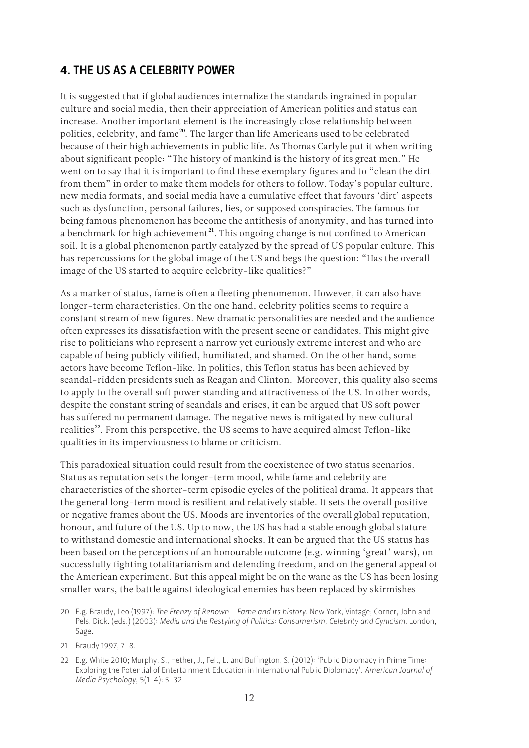## 4. THE US AS A CELEBRITY POWER

It is suggested that if global audiences internalize the standards ingrained in popular culture and social media, then their appreciation of American politics and status can increase. Another important element is the increasingly close relationship between politics, celebrity, and fame[20]. The larger than life Americans used to be celebrated because of their high achievements in public life. As Thomas Carlyle put it when writing about significant people: "The history of mankind is the history of its great men." He went on to say that it is important to find these exemplary figures and to "clean the dirt from them" in order to make them models for others to follow. Today's popular culture, new media formats, and social media have a cumulative effect that favours 'dirt' aspects such as dysfunction, personal failures, lies, or supposed conspiracies. The famous for being famous phenomenon has become the antithesis of anonymity, and has turned into a benchmark for high achievement[21]. This ongoing change is not confined to American soil. It is a global phenomenon partly catalyzed by the spread of US popular culture. This has repercussions for the global image of the US and begs the question: "Has the overall image of the US started to acquire celebrity-like qualities?"

As a marker of status, fame is often a fleeting phenomenon. However, it can also have longer-term characteristics. On the one hand, celebrity politics seems to require a constant stream of new figures. New dramatic personalities are needed and the audience often expresses its dissatisfaction with the present scene or candidates. This might give rise to politicians who represent a narrow yet curiously extreme interest and who are capable of being publicly vilified, humiliated, and shamed. On the other hand, some actors have become Teflon-like. In politics, this Teflon status has been achieved by scandal-ridden presidents such as Reagan and Clinton. Moreover, this quality also seems to apply to the overall soft power standing and attractiveness of the US. In other words, despite the constant string of scandals and crises, it can be argued that US soft power has suffered no permanent damage. The negative news is mitigated by new cultural realities[22]. From this perspective, the US seems to have acquired almost Teflon-like qualities in its imperviousness to blame or criticism.

This paradoxical situation could result from the coexistence of two status scenarios. Status as reputation sets the longer-term mood, while fame and celebrity are characteristics of the shorter-term episodic cycles of the political drama. It appears that the general long-term mood is resilient and relatively stable. It sets the overall positive or negative frames about the US. Moods are inventories of the overall global reputation, honour, and future of the US. Up to now, the US has had a stable enough global stature to withstand domestic and international shocks. It can be argued that the US status has been based on the perceptions of an honourable outcome (e.g. winning 'great' wars), on successfully fighting totalitarianism and defending freedom, and on the general appeal of the American experiment. But this appeal might be on the wane as the US has been losing smaller wars, the battle against ideological enemies has been replaced by skirmishes

---

20 E.g. Braudy, Leo (1997): *The Frenzy of Renown – Fame and its history*. New York, Vintage; Corner, John and Pels, Dick. (eds.) (2003): *Media and the Restyling of Politics: Consumerism, Celebrity and Cynicism*. London, Sage.

21 Braudy 1997, 7–8.

22 E.g. White 2010; Murphy, S., Hether, J., Felt, L. and Buffington, S. (2012): 'Public Diplomacy in Prime Time: Exploring the Potential of Entertainment Education in International Public Diplomacy'. *American Journal of Media Psychology*, 5(1–4): 5–32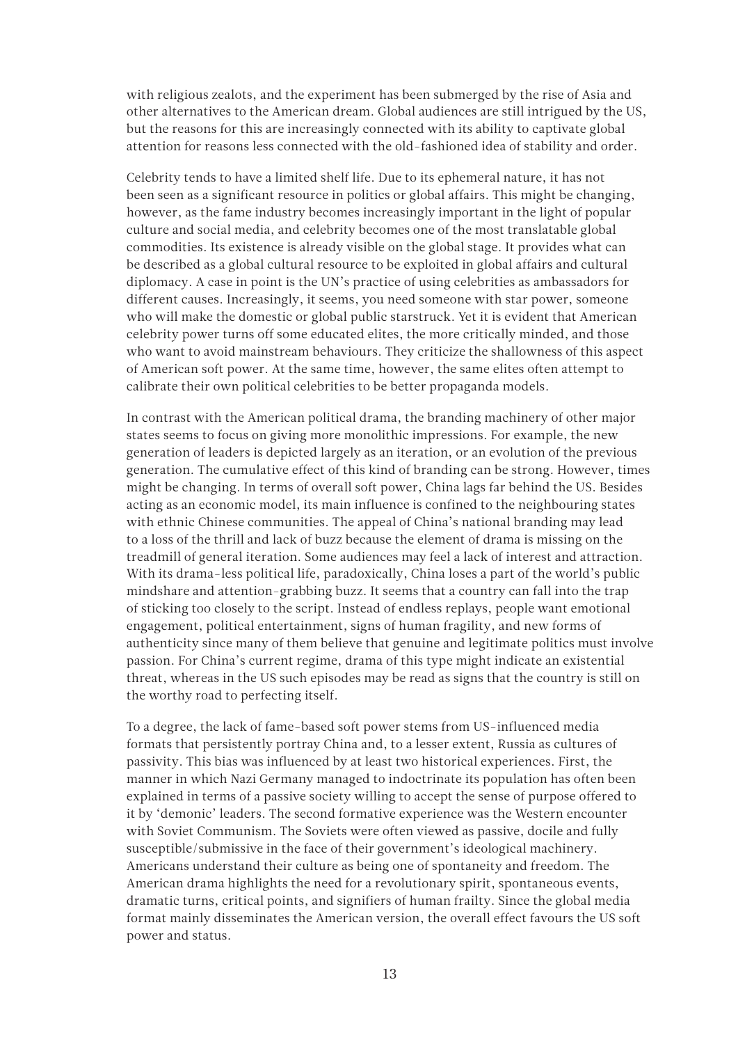with religious zealots, and the experiment has been submerged by the rise of Asia and other alternatives to the American dream. Global audiences are still intrigued by the US, but the reasons for this are increasingly connected with its ability to captivate global attention for reasons less connected with the old-fashioned idea of stability and order.

Celebrity tends to have a limited shelf life. Due to its ephemeral nature, it has not been seen as a significant resource in politics or global affairs. This might be changing, however, as the fame industry becomes increasingly important in the light of popular culture and social media, and celebrity becomes one of the most translatable global commodities. Its existence is already visible on the global stage. It provides what can be described as a global cultural resource to be exploited in global affairs and cultural diplomacy. A case in point is the UN's practice of using celebrities as ambassadors for different causes. Increasingly, it seems, you need someone with star power, someone who will make the domestic or global public starstruck. Yet it is evident that American celebrity power turns off some educated elites, the more critically minded, and those who want to avoid mainstream behaviours. They criticize the shallowness of this aspect of American soft power. At the same time, however, the same elites often attempt to calibrate their own political celebrities to be better propaganda models.

In contrast with the American political drama, the branding machinery of other major states seems to focus on giving more monolithic impressions. For example, the new generation of leaders is depicted largely as an iteration, or an evolution of the previous generation. The cumulative effect of this kind of branding can be strong. However, times might be changing. In terms of overall soft power, China lags far behind the US. Besides acting as an economic model, its main influence is confined to the neighbouring states with ethnic Chinese communities. The appeal of China's national branding may lead to a loss of the thrill and lack of buzz because the element of drama is missing on the treadmill of general iteration. Some audiences may feel a lack of interest and attraction. With its drama-less political life, paradoxically, China loses a part of the world's public mindshare and attention-grabbing buzz. It seems that a country can fall into the trap of sticking too closely to the script. Instead of endless replays, people want emotional engagement, political entertainment, signs of human fragility, and new forms of authenticity since many of them believe that genuine and legitimate politics must involve passion. For China's current regime, drama of this type might indicate an existential threat, whereas in the US such episodes may be read as signs that the country is still on the worthy road to perfecting itself.

To a degree, the lack of fame-based soft power stems from US-influenced media formats that persistently portray China and, to a lesser extent, Russia as cultures of passivity. This bias was influenced by at least two historical experiences. First, the manner in which Nazi Germany managed to indoctrinate its population has often been explained in terms of a passive society willing to accept the sense of purpose offered to it by 'demonic' leaders. The second formative experience was the Western encounter with Soviet Communism. The Soviets were often viewed as passive, docile and fully susceptible/submissive in the face of their government's ideological machinery. Americans understand their culture as being one of spontaneity and freedom. The American drama highlights the need for a revolutionary spirit, spontaneous events, dramatic turns, critical points, and signifiers of human frailty. Since the global media format mainly disseminates the American version, the overall effect favours the US soft power and status.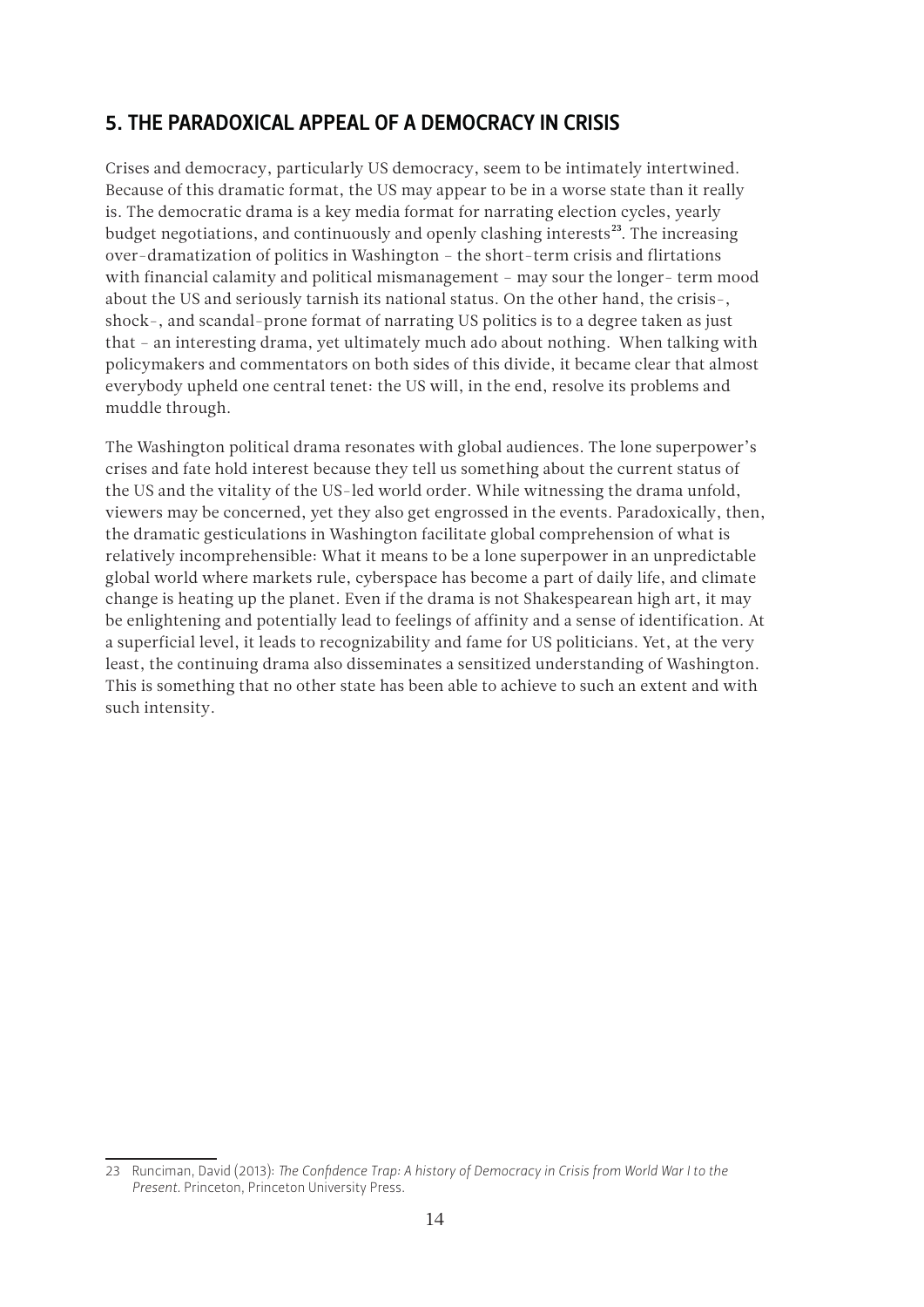## 5. THE PARADOXICAL APPEAL OF A DEMOCRACY IN CRISIS

Crises and democracy, particularly US democracy, seem to be intimately intertwined. Because of this dramatic format, the US may appear to be in a worse state than it really is. The democratic drama is a key media format for narrating election cycles, yearly budget negotiations, and continuously and openly clashing interests[23]. The increasing over-dramatization of politics in Washington – the short-term crisis and flirtations with financial calamity and political mismanagement – may sour the longer- term mood about the US and seriously tarnish its national status. On the other hand, the crisis-, shock-, and scandal-prone format of narrating US politics is to a degree taken as just that – an interesting drama, yet ultimately much ado about nothing. When talking with policymakers and commentators on both sides of this divide, it became clear that almost everybody upheld one central tenet: the US will, in the end, resolve its problems and muddle through.

The Washington political drama resonates with global audiences. The lone superpower's crises and fate hold interest because they tell us something about the current status of the US and the vitality of the US-led world order. While witnessing the drama unfold, viewers may be concerned, yet they also get engrossed in the events. Paradoxically, then, the dramatic gesticulations in Washington facilitate global comprehension of what is relatively incomprehensible: What it means to be a lone superpower in an unpredictable global world where markets rule, cyberspace has become a part of daily life, and climate change is heating up the planet. Even if the drama is not Shakespearean high art, it may be enlightening and potentially lead to feelings of affinity and a sense of identification. At a superficial level, it leads to recognizability and fame for US politicians. Yet, at the very least, the continuing drama also disseminates a sensitized understanding of Washington. This is something that no other state has been able to achieve to such an extent and with such intensity.

---

23 Runciman, David (2013): *The Confidence Trap: A history of Democracy in Crisis from World War I to the Present.* Princeton, Princeton University Press.